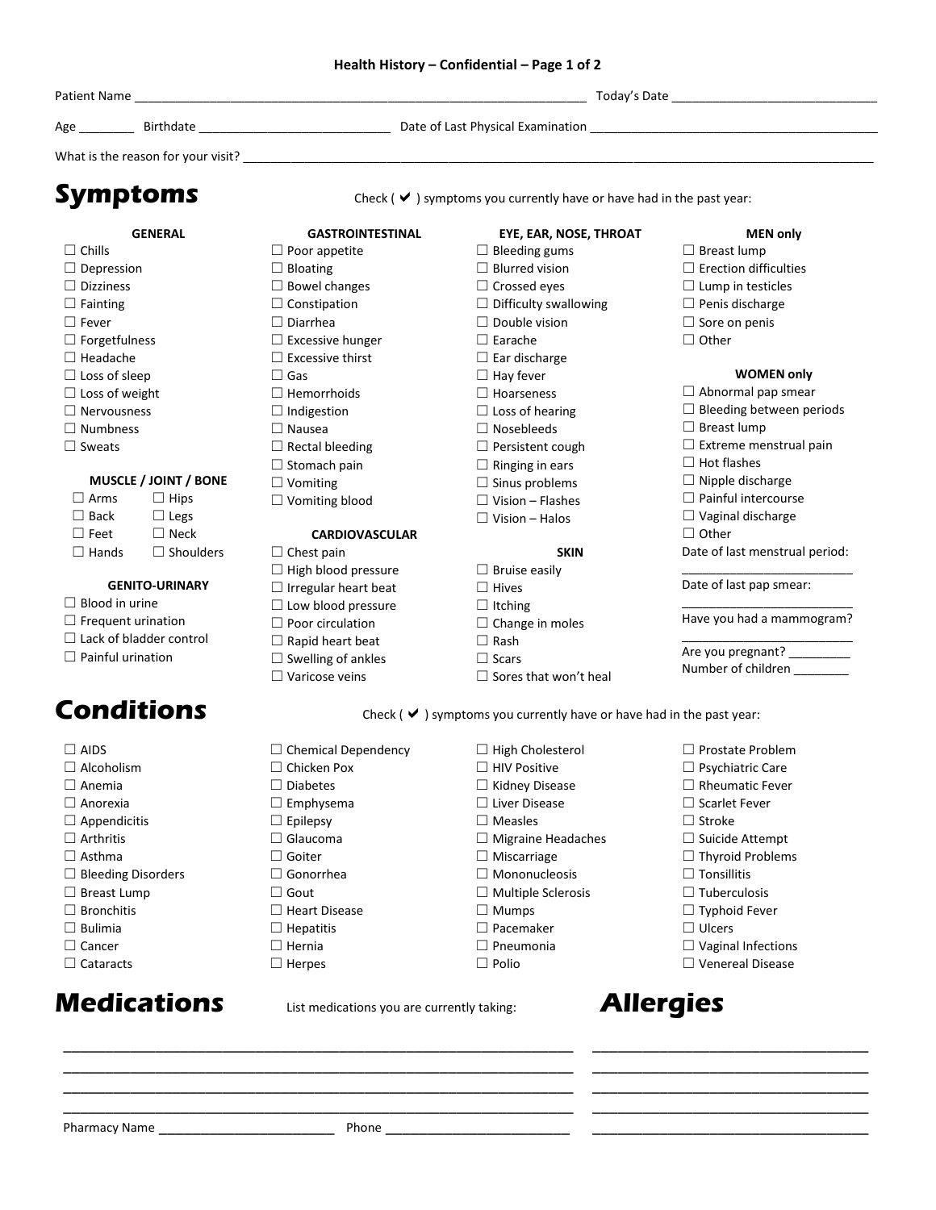**Health History – Confidential – Page 1 of 2**

Patient Name ______________________________ Today's Date ______________________________

Age ________ Birthdate ______________________________ Date of Last Physical Examination ______________________________

What is the reason for your visit? ______________________________

# Symptoms

Check ( ✔ ) symptoms you currently have or have had in the past year:

**GENERAL**

- ☐ Chills
- ☐ Depression
- ☐ Dizziness
- ☐ Fainting
- ☐ Fever
- ☐ Forgetfulness
- ☐ Headache
- ☐ Loss of sleep
- ☐ Loss of weight
- ☐ Nervousness
- ☐ Numbness
- ☐ Sweats

**MUSCLE / JOINT / BONE**

- ☐ Arms
- ☐ Hips
- ☐ Back
- ☐ Legs
- ☐ Feet
- ☐ Neck
- ☐ Hands
- ☐ Shoulders

**GENITO-URINARY**

- ☐ Blood in urine
- ☐ Frequent urination
- ☐ Lack of bladder control
- ☐ Painful urination

**GASTROINTESTINAL**

- ☐ Poor appetite
- ☐ Bloating
- ☐ Bowel changes
- ☐ Constipation
- ☐ Diarrhea
- ☐ Excessive hunger
- ☐ Excessive thirst
- ☐ Gas
- ☐ Hemorrhoids
- ☐ Indigestion
- ☐ Nausea
- ☐ Rectal bleeding
- ☐ Stomach pain
- ☐ Vomiting
- ☐ Vomiting blood

**CARDIOVASCULAR**

- ☐ Chest pain
- ☐ High blood pressure
- ☐ Irregular heart beat
- ☐ Low blood pressure
- ☐ Poor circulation
- ☐ Rapid heart beat
- ☐ Swelling of ankles
- ☐ Varicose veins

**EYE, EAR, NOSE, THROAT**

- ☐ Bleeding gums
- ☐ Blurred vision
- ☐ Crossed eyes
- ☐ Difficulty swallowing
- ☐ Double vision
- ☐ Earache
- ☐ Ear discharge
- ☐ Hay fever
- ☐ Hoarseness
- ☐ Loss of hearing
- ☐ Nosebleeds
- ☐ Persistent cough
- ☐ Ringing in ears
- ☐ Sinus problems
- ☐ Vision – Flashes
- ☐ Vision – Halos

**SKIN**

- ☐ Bruise easily
- ☐ Hives
- ☐ Itching
- ☐ Change in moles
- ☐ Rash
- ☐ Scars
- ☐ Sores that won't heal

**MEN only**

- ☐ Breast lump
- ☐ Erection difficulties
- ☐ Lump in testicles
- ☐ Penis discharge
- ☐ Sore on penis
- ☐ Other

**WOMEN only**

- ☐ Abnormal pap smear
- ☐ Bleeding between periods
- ☐ Breast lump
- ☐ Extreme menstrual pain
- ☐ Hot flashes
- ☐ Nipple discharge
- ☐ Painful intercourse
- ☐ Vaginal discharge
- ☐ Other

Date of last menstrual period: ________________________

Date of last pap smear: ________________________

Have you had a mammogram? ________________________

Are you pregnant? _________

Number of children ________

# Conditions

Check ( ✔ ) symptoms you currently have or have had in the past year:

- ☐ AIDS
- ☐ Alcoholism
- ☐ Anemia
- ☐ Anorexia
- ☐ Appendicitis
- ☐ Arthritis
- ☐ Asthma
- ☐ Bleeding Disorders
- ☐ Breast Lump
- ☐ Bronchitis
- ☐ Bulimia
- ☐ Cancer
- ☐ Cataracts
- ☐ Chemical Dependency
- ☐ Chicken Pox
- ☐ Diabetes
- ☐ Emphysema
- ☐ Epilepsy
- ☐ Glaucoma
- ☐ Goiter
- ☐ Gonorrhea
- ☐ Gout
- ☐ Heart Disease
- ☐ Hepatitis
- ☐ Hernia
- ☐ Herpes
- ☐ High Cholesterol
- ☐ HIV Positive
- ☐ Kidney Disease
- ☐ Liver Disease
- ☐ Measles
- ☐ Migraine Headaches
- ☐ Miscarriage
- ☐ Mononucleosis
- ☐ Multiple Sclerosis
- ☐ Mumps
- ☐ Pacemaker
- ☐ Pneumonia
- ☐ Polio
- ☐ Prostate Problem
- ☐ Psychiatric Care
- ☐ Rheumatic Fever
- ☐ Scarlet Fever
- ☐ Stroke
- ☐ Suicide Attempt
- ☐ Thyroid Problems
- ☐ Tonsillitis
- ☐ Tuberculosis
- ☐ Typhoid Fever
- ☐ Ulcers
- ☐ Vaginal Infections
- ☐ Venereal Disease

# Medications

List medications you are currently taking:

______________________________

______________________________

______________________________

______________________________

Pharmacy Name ________________________ Phone ________________________

# Allergies

______________________________

______________________________

______________________________

______________________________

______________________________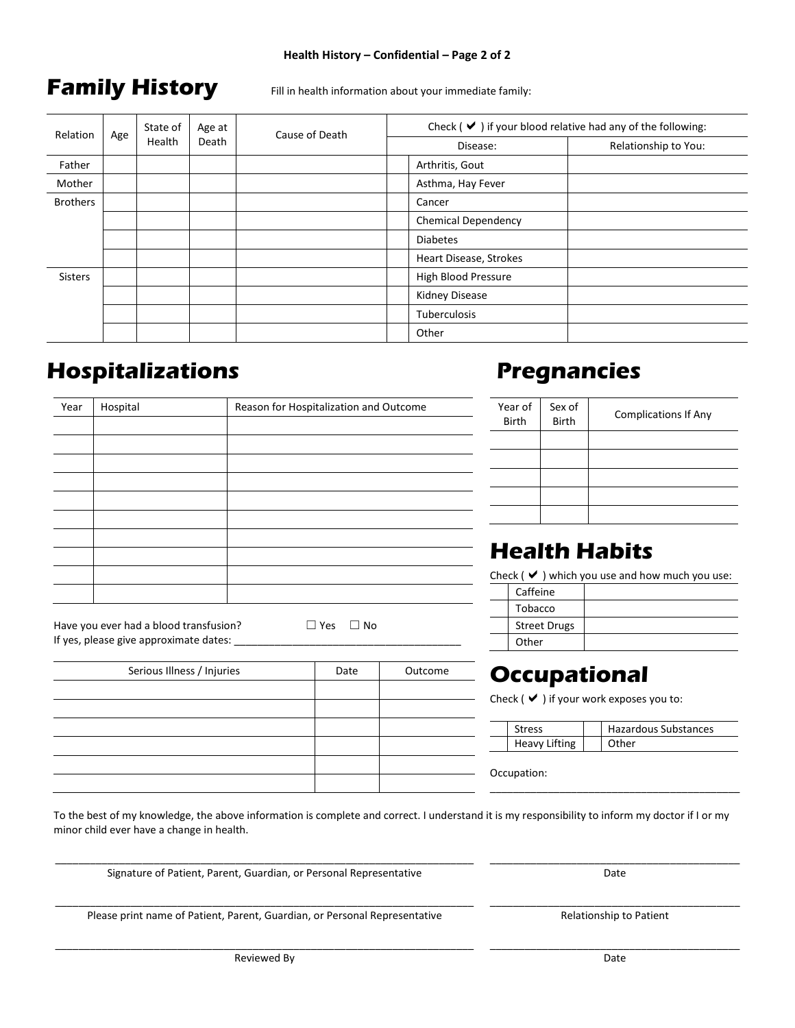## Family History

Fill in health information about your immediate family:

| Relation | Age | State of Health | Age at Death | Cause of Death | Check ( ✔ ) if your blood relative had any of the following: | | |
|---|---|---|---|---|---|---|---|
| | | | | | | Disease: | Relationship to You: |
| Father | | | | | | Arthritis, Gout | |
| Mother | | | | | | Asthma, Hay Fever | |
| Brothers | | | | | | Cancer | |
| | | | | | | Chemical Dependency | |
| | | | | | | Diabetes | |
| | | | | | | Heart Disease, Strokes | |
| Sisters | | | | | | High Blood Pressure | |
| | | | | | | Kidney Disease | |
| | | | | | | Tuberculosis | |
| | | | | | | Other | |

## Hospitalizations

| Year | Hospital | Reason for Hospitalization and Outcome |
|---|---|---|
| | | |
| | | |
| | | |
| | | |
| | | |
| | | |
| | | |
| | | |
| | | |

Have you ever had a blood transfusion? ☐ Yes ☐ No
If yes, please give approximate dates: ________________________________________

| Serious Illness / Injuries | Date | Outcome |
|---|---|---|
| | | |
| | | |
| | | |
| | | |
| | | |
| | | |

## Pregnancies

| Year of Birth | Sex of Birth | Complications If Any |
|---|---|---|
| | | |
| | | |
| | | |
| | | |
| | | |

## Health Habits

Check ( ✔ ) which you use and how much you use:

| | | |
|---|---|---|
| | Caffeine | |
| | Tobacco | |
| | Street Drugs | |
| | Other | |

## Occupational

Check ( ✔ ) if your work exposes you to:

| | | | |
|---|---|---|---|
| | Stress | | Hazardous Substances |
| | Heavy Lifting | | Other |

Occupation: ________________________________________

To the best of my knowledge, the above information is complete and correct. I understand it is my responsibility to inform my doctor if I or my minor child ever have a change in health.

________________________________________ ________________________________________
Signature of Patient, Parent, Guardian, or Personal Representative — Date

________________________________________ ________________________________________
Please print name of Patient, Parent, Guardian, or Personal Representative — Relationship to Patient

________________________________________ ________________________________________
Reviewed By — Date